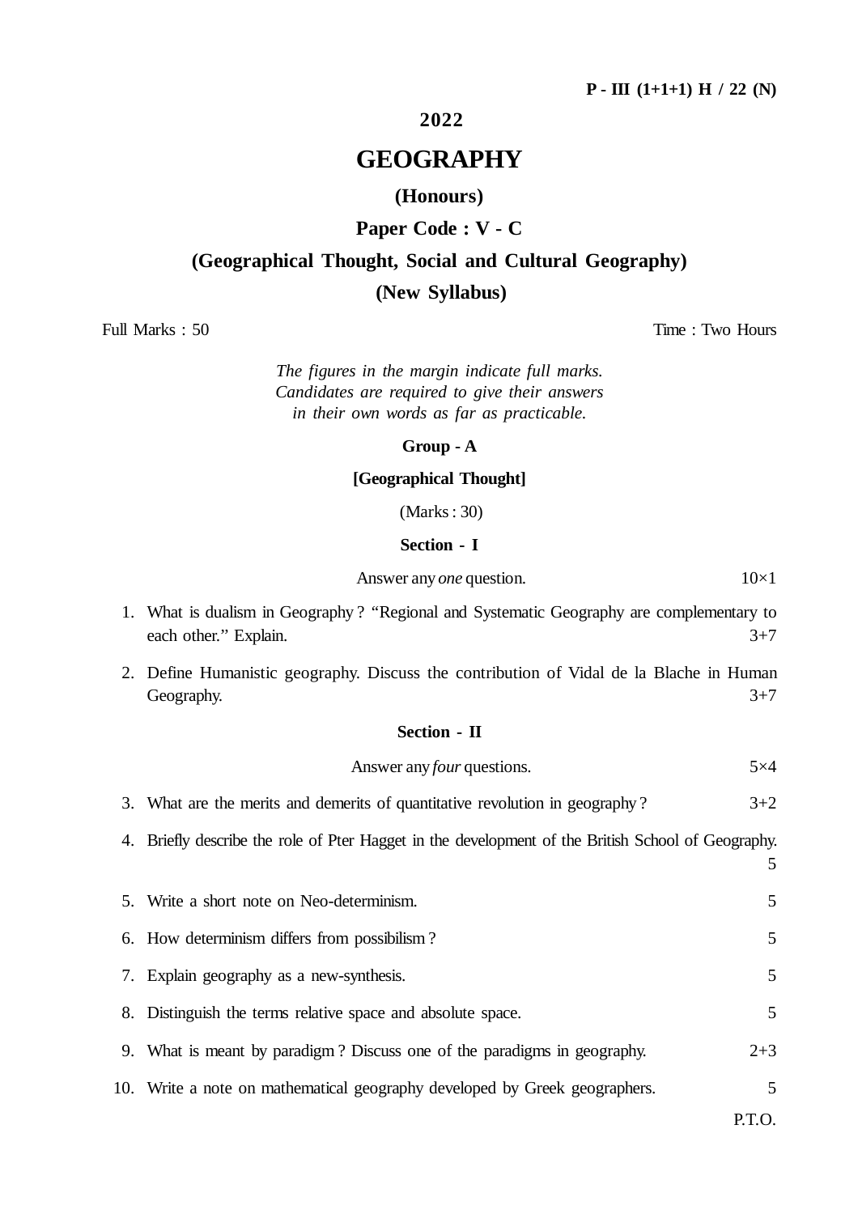P - III (1+1+1) H / 22 (N)

**2022**

# GEOGRAPHY

**(Honours)**

**Paper Code : V - C**

**(Geographical Thought, Social and Cultural Geography)**

**(New Syllabus)**

Full Marks : 50 Time : Two Hours

*The figures in the margin indicate full marks. Candidates are required to give their answers in their own words as far as practicable.*

## Group - A

**[Geographical Thought]**

(Marks : 30)

### Section - I

Answer any *one* question. 10×1

1. What is dualism in Geography ? "Regional and Systematic Geography are complementary to each other." Explain. 3+7

2. Define Humanistic geography. Discuss the contribution of Vidal de la Blache in Human Geography. 3+7

### Section - II

Answer any *four* questions. 5×4

3. What are the merits and demerits of quantitative revolution in geography ? 3+2

4. Briefly describe the role of Pter Hagget in the development of the British School of Geography. 5

5. Write a short note on Neo-determinism. 5

6. How determinism differs from possibilism ? 5

7. Explain geography as a new-synthesis. 5

8. Distinguish the terms relative space and absolute space. 5

9. What is meant by paradigm ? Discuss one of the paradigms in geography. 2+3

10. Write a note on mathematical geography developed by Greek geographers. 5

P.T.O.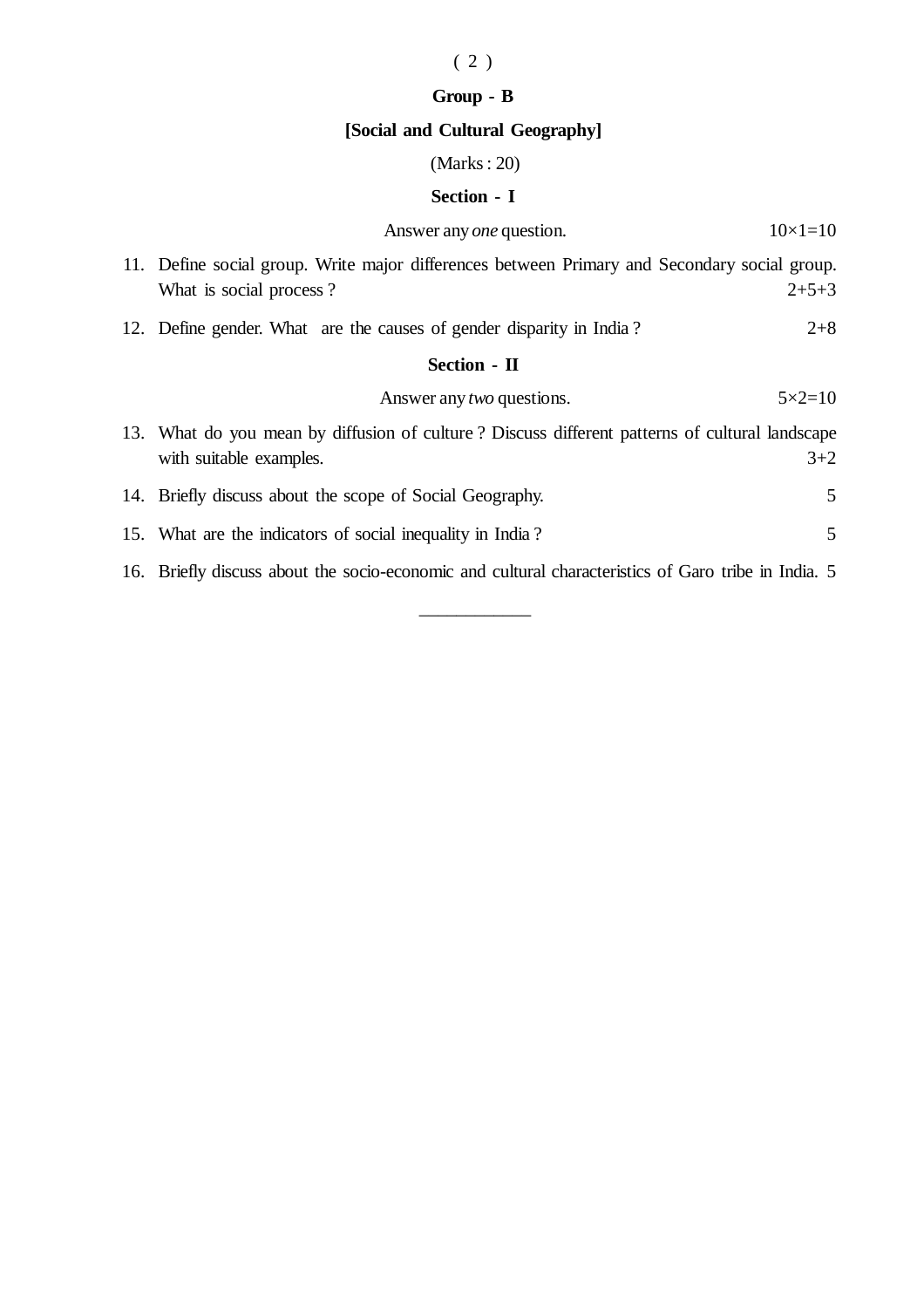## Group - B

## [Social and Cultural Geography]

(Marks : 20)

### Section - I

Answer any *one* question. 10×1=10

11. Define social group. Write major differences between Primary and Secondary social group. What is social process ? 2+5+3

12. Define gender. What are the causes of gender disparity in India ? 2+8

### Section - II

Answer any *two* questions. 5×2=10

13. What do you mean by diffusion of culture ? Discuss different patterns of cultural landscape with suitable examples. 3+2

14. Briefly discuss about the scope of Social Geography. 5

15. What are the indicators of social inequality in India ? 5

16. Briefly discuss about the socio-economic and cultural characteristics of Garo tribe in India. 5

———————